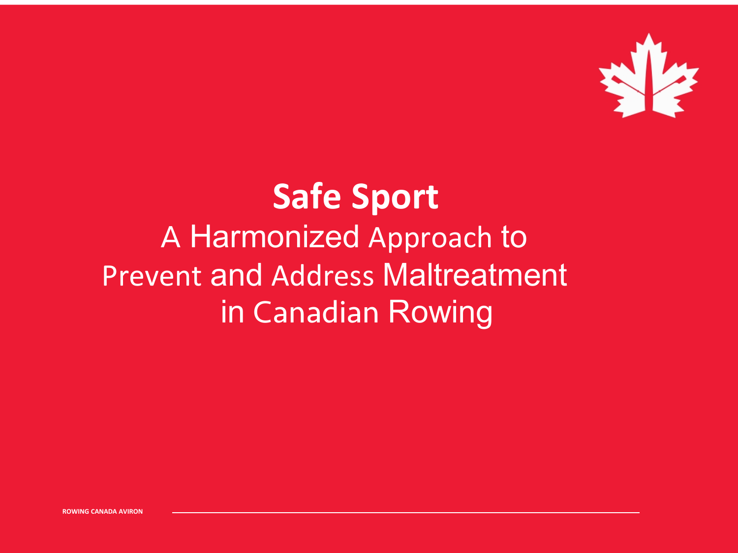# Safe Sport

## A Harmonized Approach to Prevent and Address Maltreatment in Canadian Rowing

ROWING CANADA AVIRON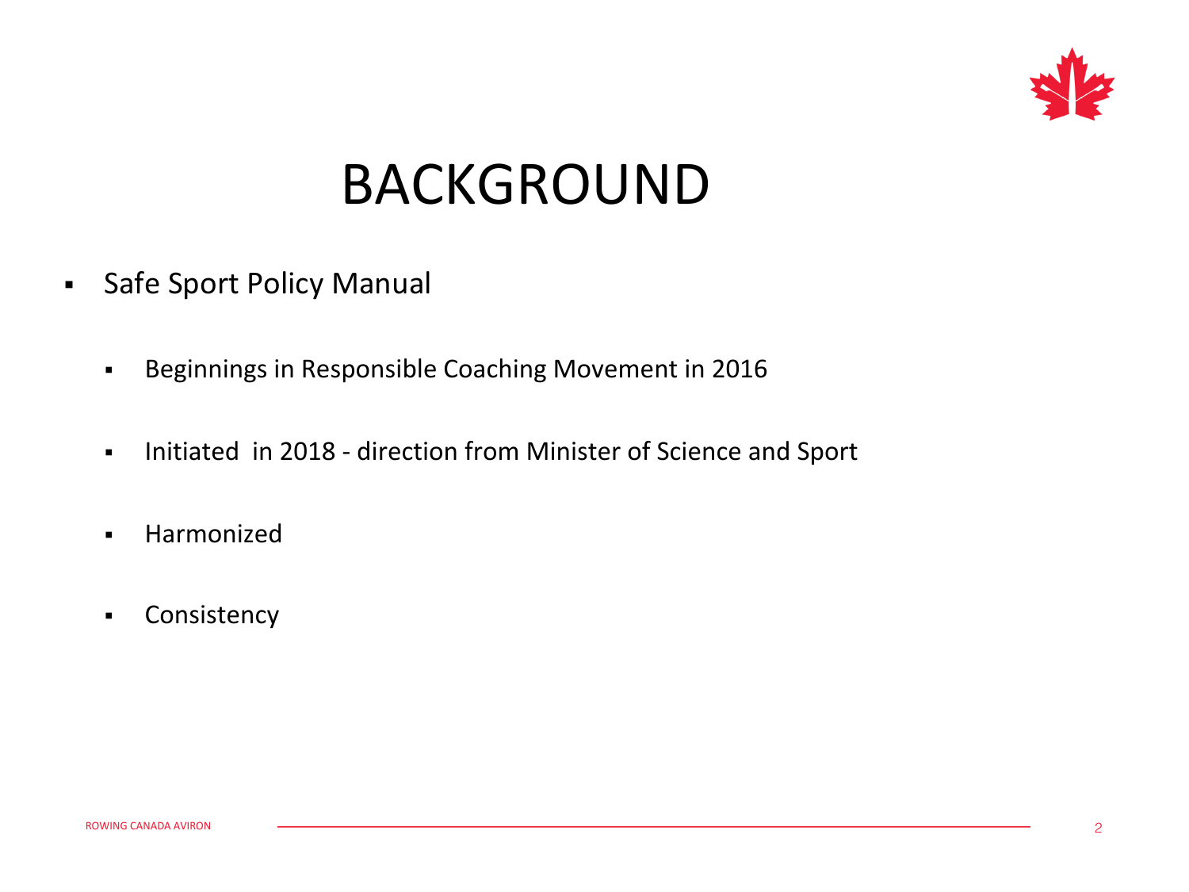# BACKGROUND

- Safe Sport Policy Manual
  - Beginnings in Responsible Coaching Movement in 2016
  - Initiated in 2018 - direction from Minister of Science and Sport
  - Harmonized
  - Consistency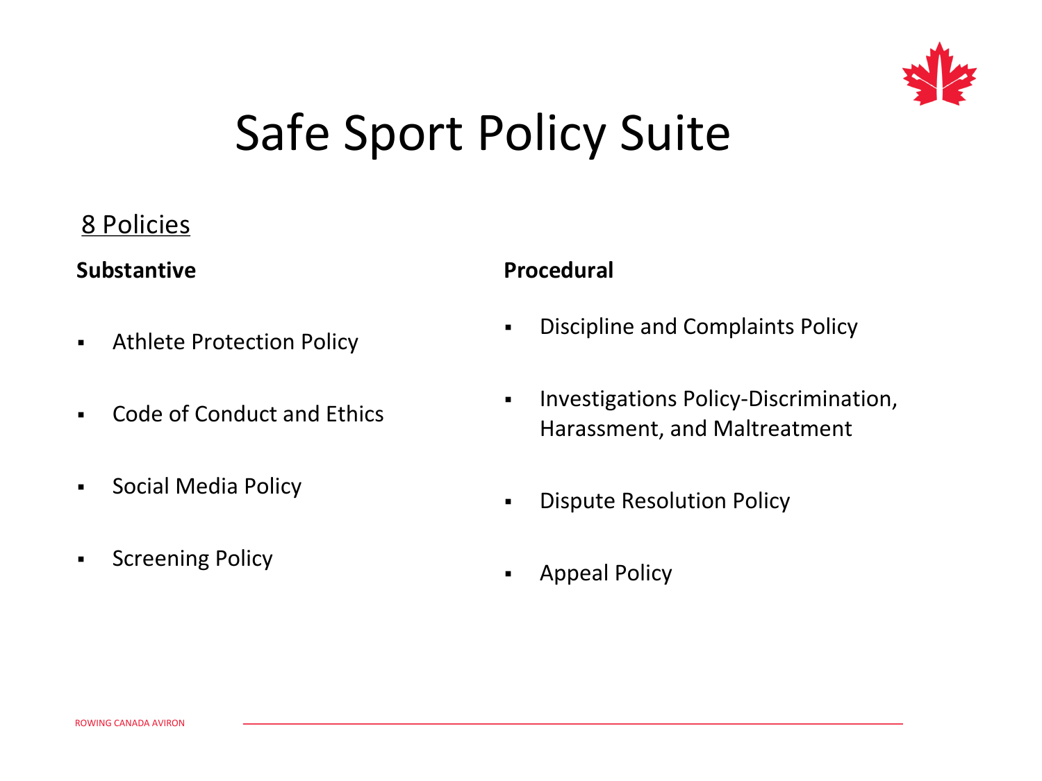# Safe Sport Policy Suite

8 Policies

**Substantive**

- Athlete Protection Policy
- Code of Conduct and Ethics
- Social Media Policy
- Screening Policy

**Procedural**

- Discipline and Complaints Policy
- Investigations Policy-Discrimination, Harassment, and Maltreatment
- Dispute Resolution Policy
- Appeal Policy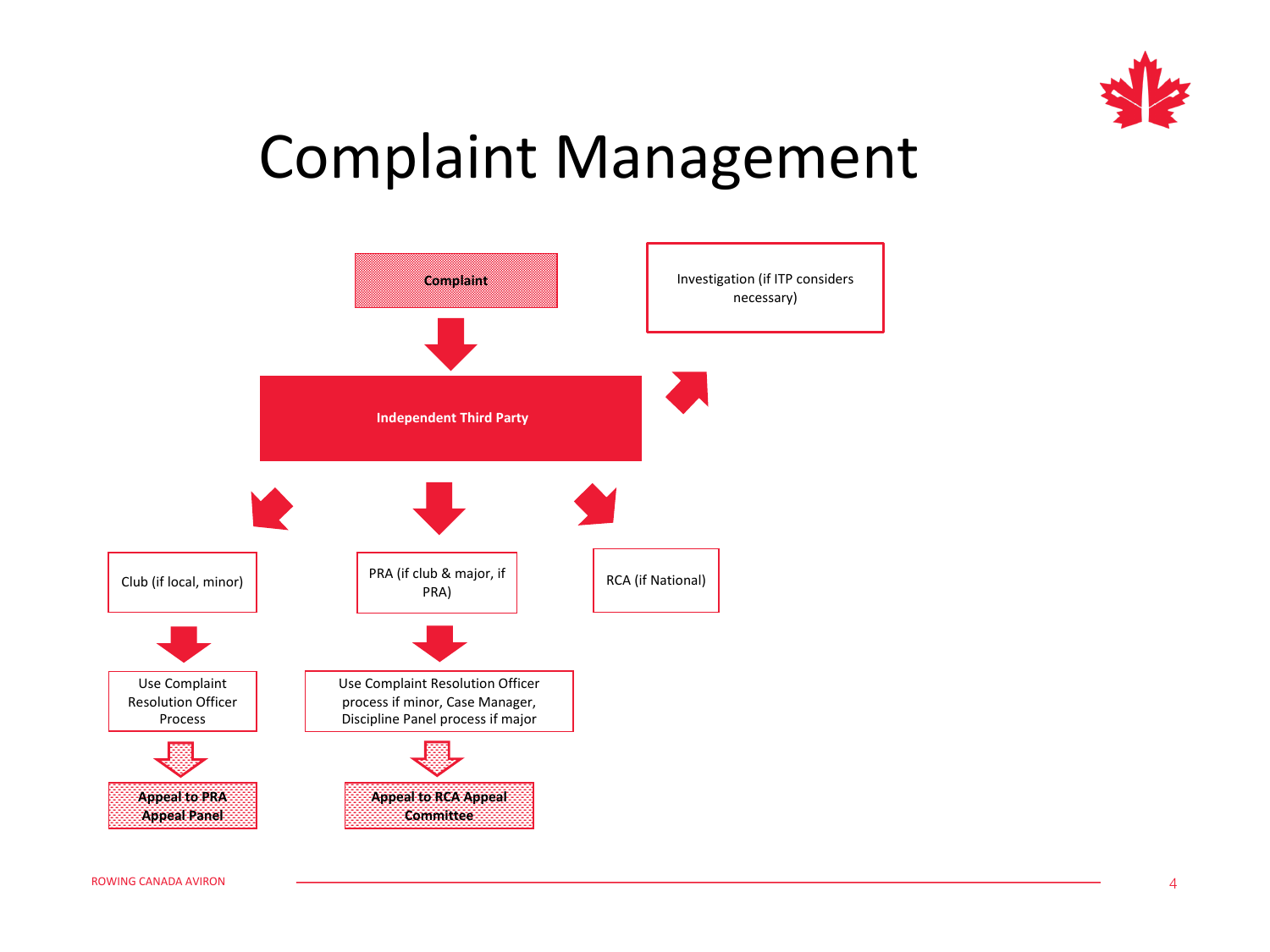# Complaint Management

**Complaint**

↓

**Independent Third Party**

→ Investigation (if ITP considers necessary)

- Club (if local, minor)
  - ↓ Use Complaint Resolution Officer Process
  - ↓ **Appeal to PRA Appeal Panel**
- PRA (if club & major, if PRA)
  - ↓ Use Complaint Resolution Officer process if minor, Case Manager, Discipline Panel process if major
  - ↓ **Appeal to RCA Appeal Committee**
- RCA (if National)

ROWING CANADA AVIRON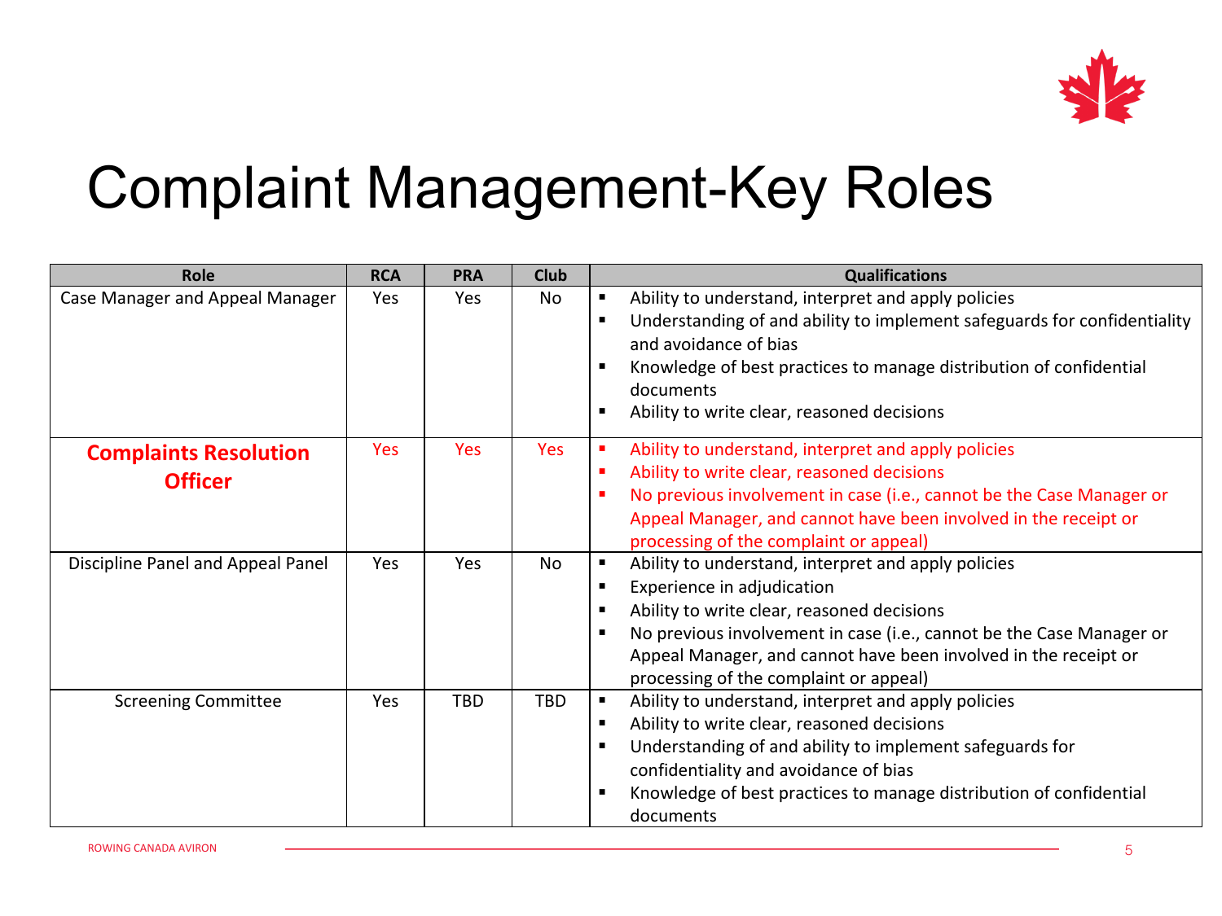# Complaint Management-Key Roles

| Role | RCA | PRA | Club | Qualifications |
|---|---|---|---|---|
| Case Manager and Appeal Manager | Yes | Yes | No | ▪ Ability to understand, interpret and apply policies<br>▪ Understanding of and ability to implement safeguards for confidentiality and avoidance of bias<br>▪ Knowledge of best practices to manage distribution of confidential documents<br>▪ Ability to write clear, reasoned decisions |
| **Complaints Resolution Officer** | Yes | Yes | Yes | ▪ Ability to understand, interpret and apply policies<br>▪ Ability to write clear, reasoned decisions<br>▪ No previous involvement in case (i.e., cannot be the Case Manager or Appeal Manager, and cannot have been involved in the receipt or processing of the complaint or appeal) |
| Discipline Panel and Appeal Panel | Yes | Yes | No | ▪ Ability to understand, interpret and apply policies<br>▪ Experience in adjudication<br>▪ Ability to write clear, reasoned decisions<br>▪ No previous involvement in case (i.e., cannot be the Case Manager or Appeal Manager, and cannot have been involved in the receipt or processing of the complaint or appeal) |
| Screening Committee | Yes | TBD | TBD | ▪ Ability to understand, interpret and apply policies<br>▪ Ability to write clear, reasoned decisions<br>▪ Understanding of and ability to implement safeguards for confidentiality and avoidance of bias<br>▪ Knowledge of best practices to manage distribution of confidential documents |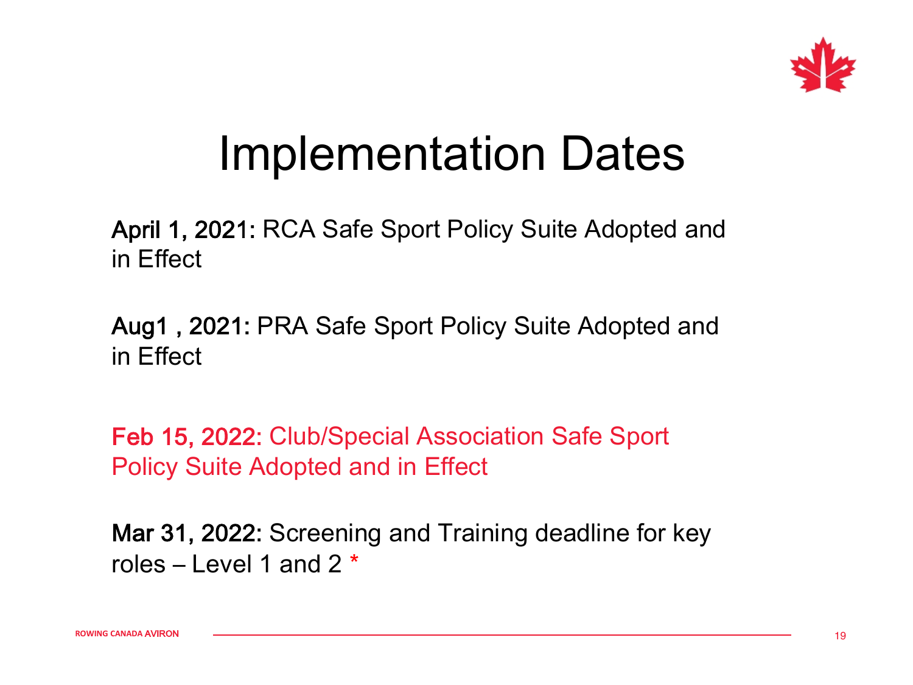# Implementation Dates

**April 1, 2021:** RCA Safe Sport Policy Suite Adopted and in Effect

**Aug1 , 2021:** PRA Safe Sport Policy Suite Adopted and in Effect

**Feb 15, 2022:** Club/Special Association Safe Sport Policy Suite Adopted and in Effect

**Mar 31, 2022:** Screening and Training deadline for key roles – Level 1 and 2 *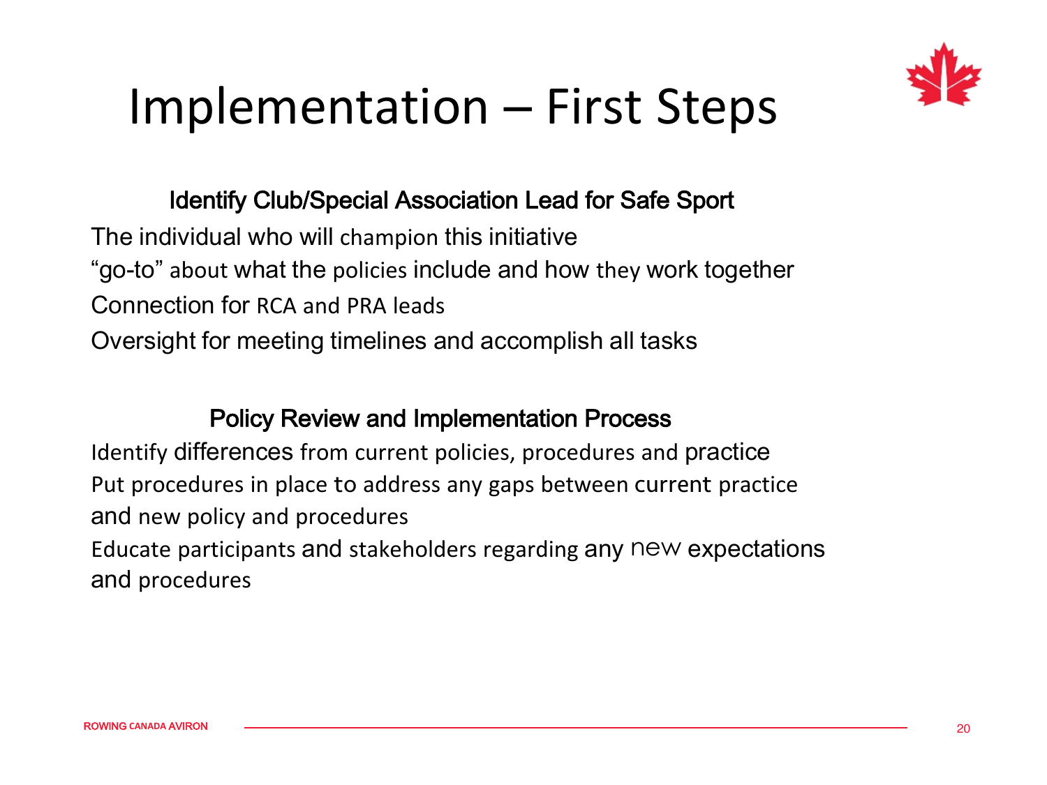# Implementation – First Steps

### Identify Club/Special Association Lead for Safe Sport

The individual who will champion this initiative

“go-to” about what the policies include and how they work together

Connection for RCA and PRA leads

Oversight for meeting timelines and accomplish all tasks

### Policy Review and Implementation Process

Identify differences from current policies, procedures and practice

Put procedures in place to address any gaps between current practice and new policy and procedures

Educate participants and stakeholders regarding any new expectations and procedures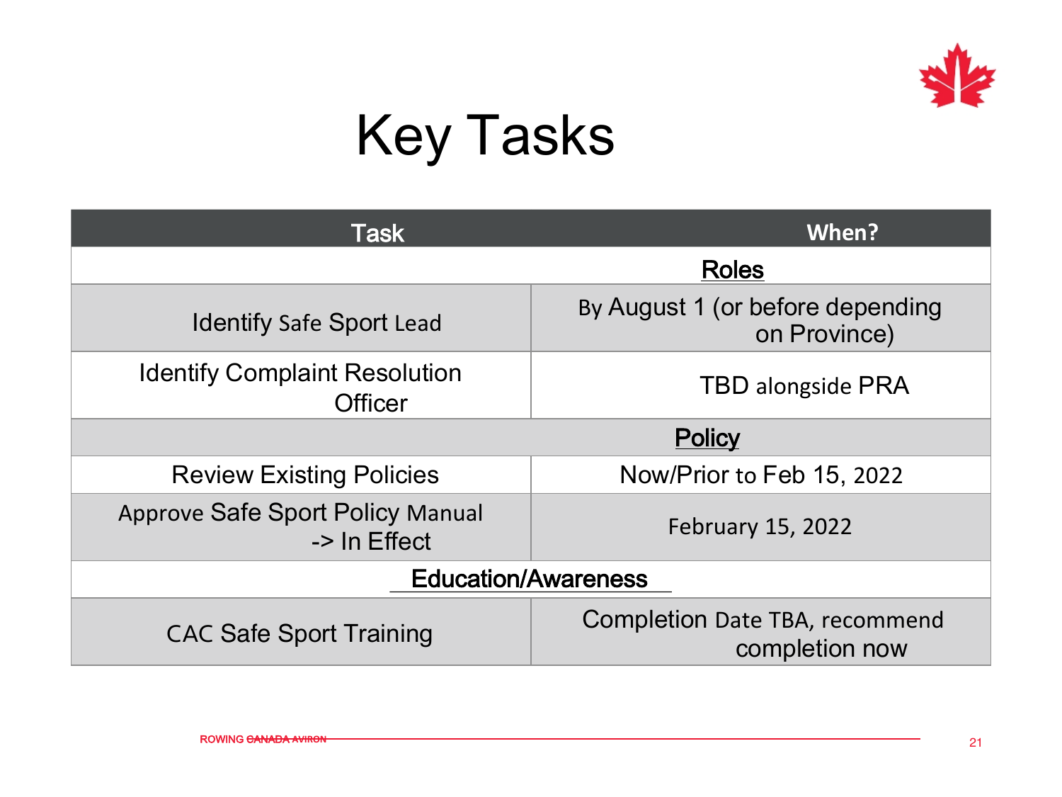# Key Tasks

| Task | When? |
|---|---|
| **Roles** | |
| Identify Safe Sport Lead | By August 1 (or before depending on Province) |
| Identify Complaint Resolution Officer | TBD alongside PRA |
| **Policy** | |
| Review Existing Policies | Now/Prior to Feb 15, 2022 |
| Approve Safe Sport Policy Manual -> In Effect | February 15, 2022 |
| **Education/Awareness** | |
| CAC Safe Sport Training | Completion Date TBA, recommend completion now |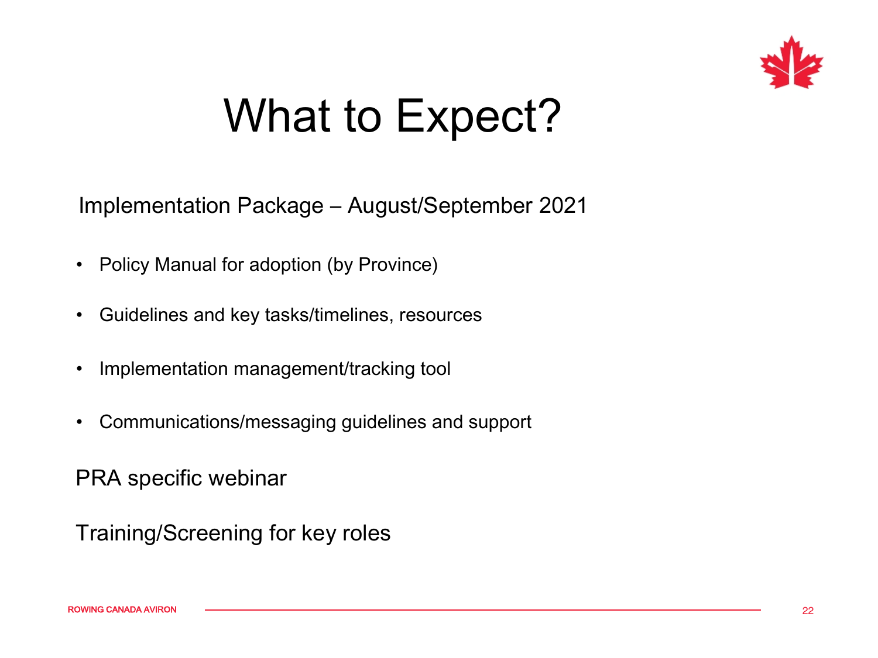# What to Expect?

Implementation Package – August/September 2021

- Policy Manual for adoption (by Province)
- Guidelines and key tasks/timelines, resources
- Implementation management/tracking tool
- Communications/messaging guidelines and support

PRA specific webinar

Training/Screening for key roles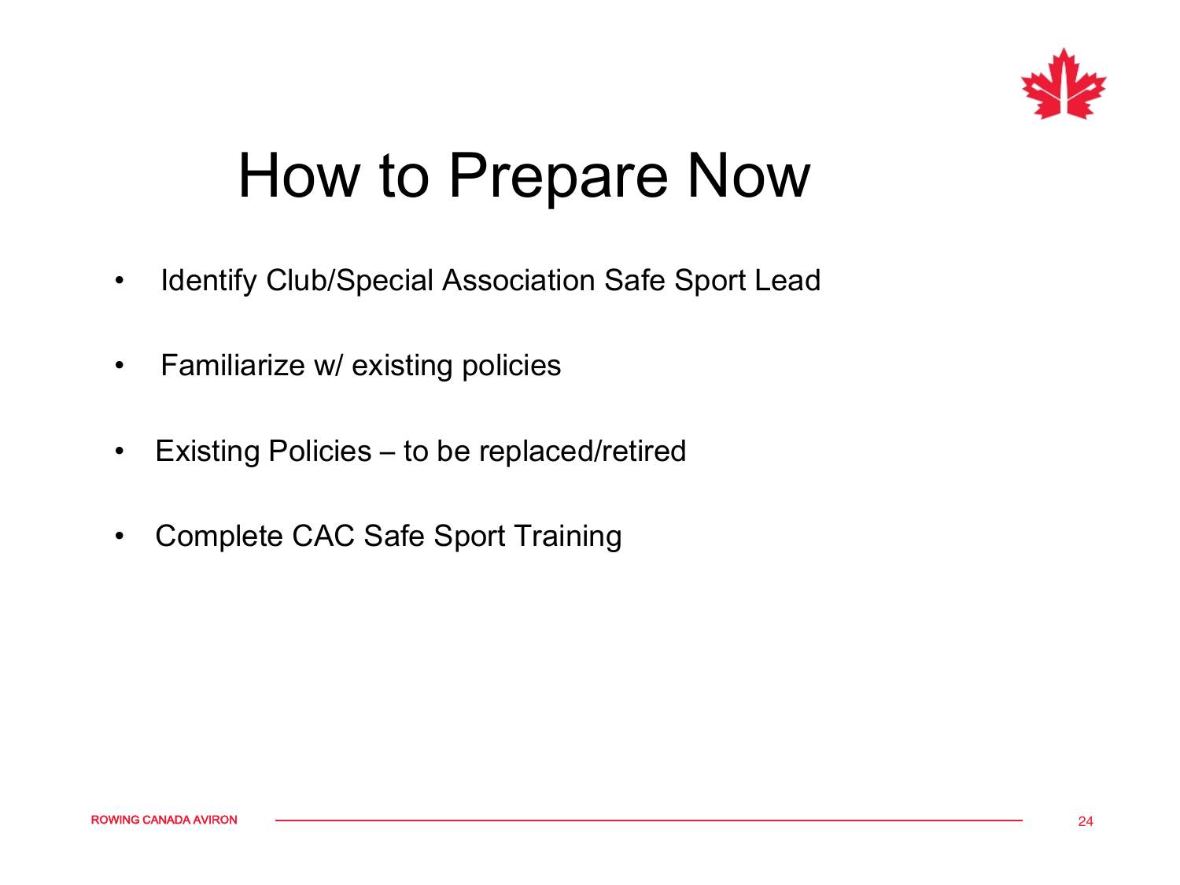# How to Prepare Now

- Identify Club/Special Association Safe Sport Lead
- Familiarize w/ existing policies
- Existing Policies – to be replaced/retired
- Complete CAC Safe Sport Training